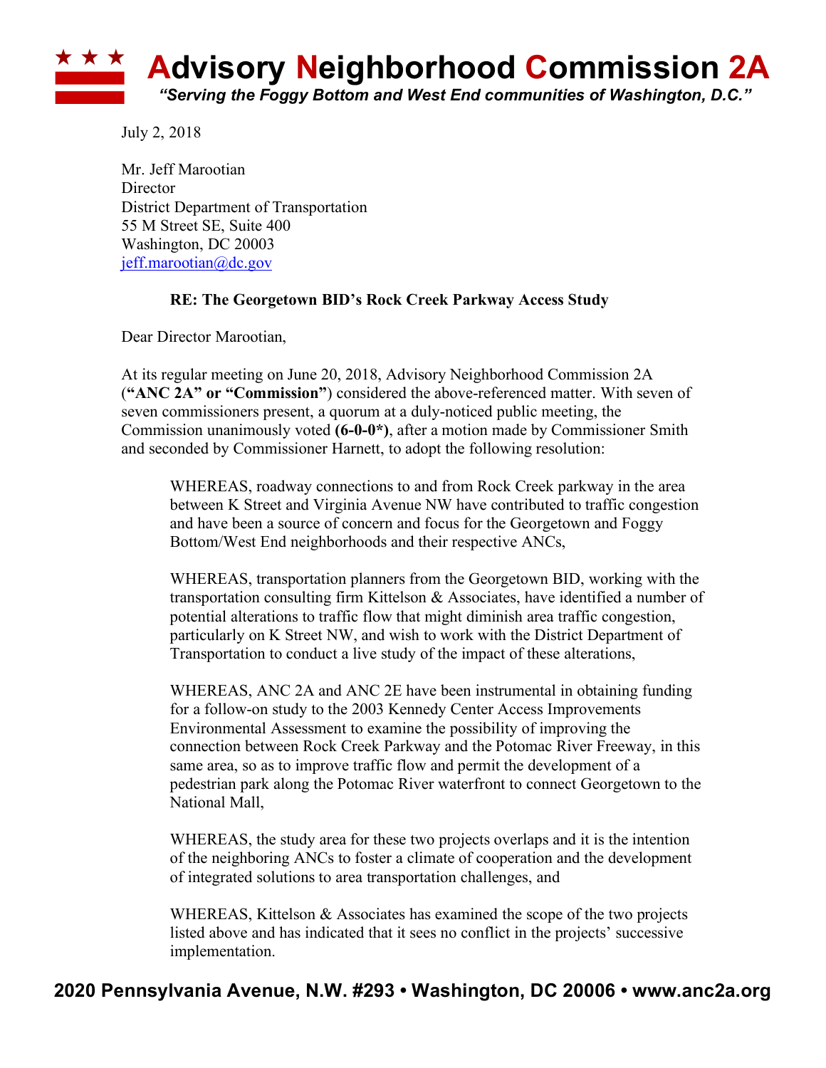# Advisory Neighborhood Commission 2A

*"Serving the Foggy Bottom and West End communities of Washington, D.C."*

July 2, 2018

Mr. Jeff Marootian
Director
District Department of Transportation
55 M Street SE, Suite 400
Washington, DC 20003
jeff.marootian@dc.gov

**RE: The Georgetown BID's Rock Creek Parkway Access Study**

Dear Director Marootian,

At its regular meeting on June 20, 2018, Advisory Neighborhood Commission 2A (**"ANC 2A" or "Commission"**) considered the above-referenced matter. With seven of seven commissioners present, a quorum at a duly-noticed public meeting, the Commission unanimously voted **(6-0-0*)**, after a motion made by Commissioner Smith and seconded by Commissioner Harnett, to adopt the following resolution:

> WHEREAS, roadway connections to and from Rock Creek parkway in the area between K Street and Virginia Avenue NW have contributed to traffic congestion and have been a source of concern and focus for the Georgetown and Foggy Bottom/West End neighborhoods and their respective ANCs,
>
> WHEREAS, transportation planners from the Georgetown BID, working with the transportation consulting firm Kittelson & Associates, have identified a number of potential alterations to traffic flow that might diminish area traffic congestion, particularly on K Street NW, and wish to work with the District Department of Transportation to conduct a live study of the impact of these alterations,
>
> WHEREAS, ANC 2A and ANC 2E have been instrumental in obtaining funding for a follow-on study to the 2003 Kennedy Center Access Improvements Environmental Assessment to examine the possibility of improving the connection between Rock Creek Parkway and the Potomac River Freeway, in this same area, so as to improve traffic flow and permit the development of a pedestrian park along the Potomac River waterfront to connect Georgetown to the National Mall,
>
> WHEREAS, the study area for these two projects overlaps and it is the intention of the neighboring ANCs to foster a climate of cooperation and the development of integrated solutions to area transportation challenges, and
>
> WHEREAS, Kittelson & Associates has examined the scope of the two projects listed above and has indicated that it sees no conflict in the projects' successive implementation.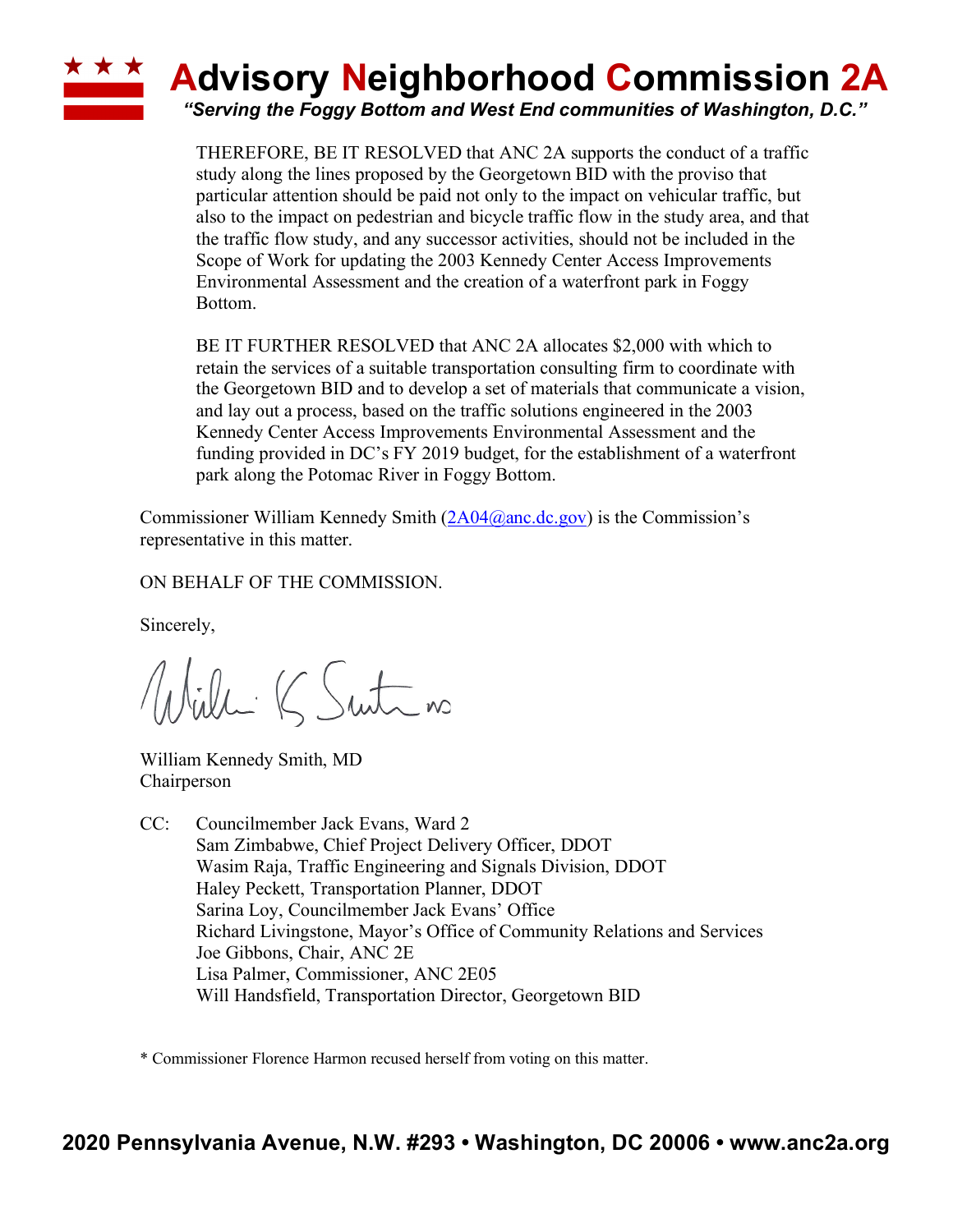THEREFORE, BE IT RESOLVED that ANC 2A supports the conduct of a traffic study along the lines proposed by the Georgetown BID with the proviso that particular attention should be paid not only to the impact on vehicular traffic, but also to the impact on pedestrian and bicycle traffic flow in the study area, and that the traffic flow study, and any successor activities, should not be included in the Scope of Work for updating the 2003 Kennedy Center Access Improvements Environmental Assessment and the creation of a waterfront park in Foggy Bottom.

BE IT FURTHER RESOLVED that ANC 2A allocates $2,000 with which to retain the services of a suitable transportation consulting firm to coordinate with the Georgetown BID and to develop a set of materials that communicate a vision, and lay out a process, based on the traffic solutions engineered in the 2003 Kennedy Center Access Improvements Environmental Assessment and the funding provided in DC's FY 2019 budget, for the establishment of a waterfront park along the Potomac River in Foggy Bottom.

Commissioner William Kennedy Smith (2A04@anc.dc.gov) is the Commission's representative in this matter.

ON BEHALF OF THE COMMISSION.

Sincerely,

William Kennedy Smith, MD
Chairperson

CC: Councilmember Jack Evans, Ward 2
Sam Zimbabwe, Chief Project Delivery Officer, DDOT
Wasim Raja, Traffic Engineering and Signals Division, DDOT
Haley Peckett, Transportation Planner, DDOT
Sarina Loy, Councilmember Jack Evans' Office
Richard Livingstone, Mayor's Office of Community Relations and Services
Joe Gibbons, Chair, ANC 2E
Lisa Palmer, Commissioner, ANC 2E05
Will Handsfield, Transportation Director, Georgetown BID

* Commissioner Florence Harmon recused herself from voting on this matter.